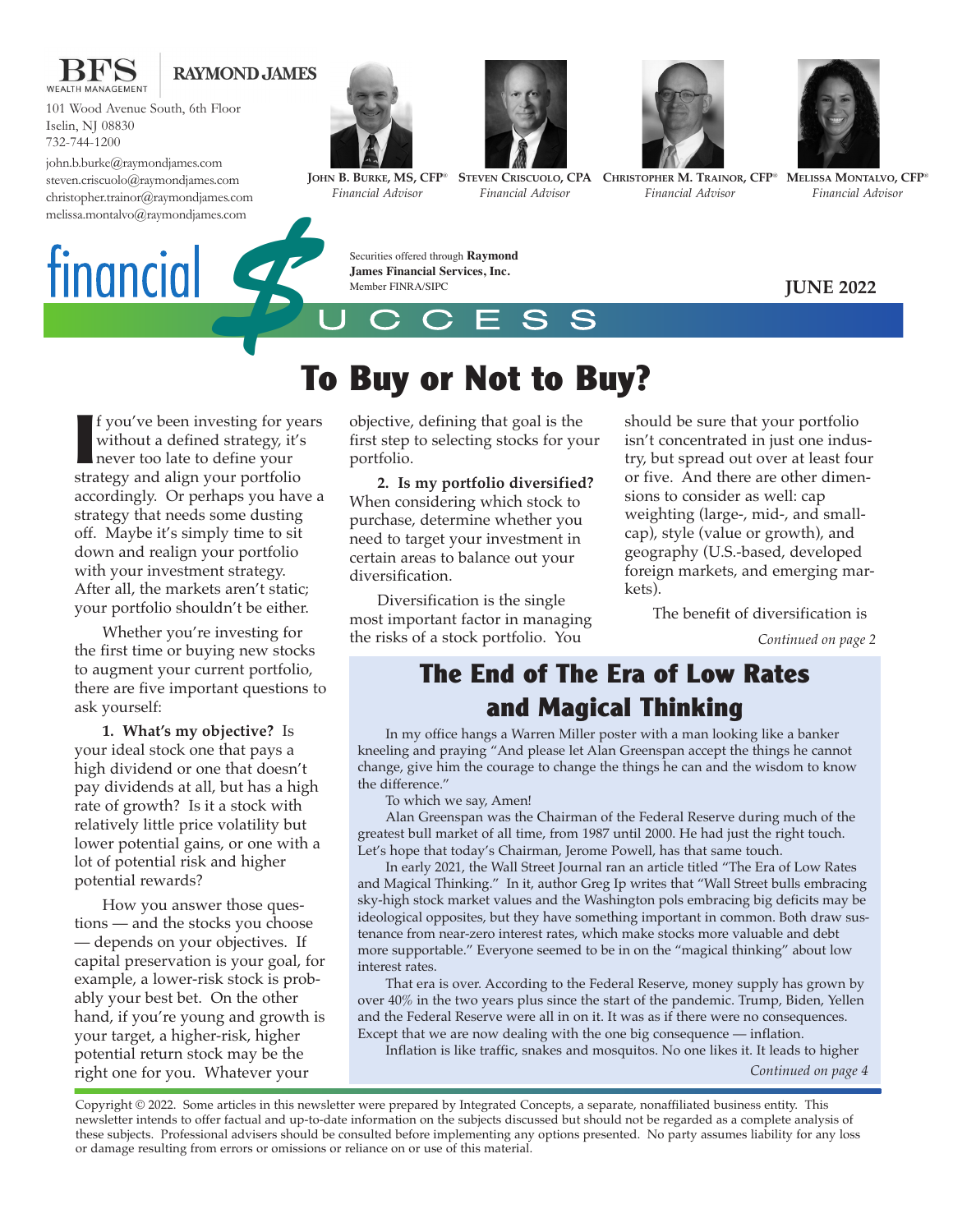BFS WEALTH MANAGEMENT | RAYMOND JAMES

101 Wood Avenue South, 6th Floor
Iselin, NJ 08830
732-744-1200

john.b.burke@raymondjames.com
steven.criscuolo@raymondjames.com
christopher.trainor@raymondjames.com
melissa.montalvo@raymondjames.com

**John B. Burke, MS, CFP®** — *Financial Advisor*
**Steven Criscuolo, CPA** — *Financial Advisor*
**Christopher M. Trainor, CFP®** — *Financial Advisor*
**Melissa Montalvo, CFP®** — *Financial Advisor*

# financial $UCCESS

Securities offered through **Raymond James Financial Services, Inc.**
Member FINRA/SIPC

**JUNE 2022**

## To Buy or Not to Buy?

If you've been investing for years without a defined strategy, it's never too late to define your strategy and align your portfolio accordingly. Or perhaps you have a strategy that needs some dusting off. Maybe it's simply time to sit down and realign your portfolio with your investment strategy. After all, the markets aren't static; your portfolio shouldn't be either.

Whether you're investing for the first time or buying new stocks to augment your current portfolio, there are five important questions to ask yourself:

**1. What's my objective?** Is your ideal stock one that pays a high dividend or one that doesn't pay dividends at all, but has a high rate of growth? Is it a stock with relatively little price volatility but lower potential gains, or one with a lot of potential risk and higher potential rewards?

How you answer those questions — and the stocks you choose — depends on your objectives. If capital preservation is your goal, for example, a lower-risk stock is probably your best bet. On the other hand, if you're young and growth is your target, a higher-risk, higher potential return stock may be the right one for you. Whatever your objective, defining that goal is the first step to selecting stocks for your portfolio.

**2. Is my portfolio diversified?** When considering which stock to purchase, determine whether you need to target your investment in certain areas to balance out your diversification.

Diversification is the single most important factor in managing the risks of a stock portfolio. You should be sure that your portfolio isn't concentrated in just one industry, but spread out over at least four or five. And there are other dimensions to consider as well: cap weighting (large-, mid-, and small-cap), style (value or growth), and geography (U.S.-based, developed foreign markets, and emerging markets).

The benefit of diversification is

*Continued on page 2*

## The End of The Era of Low Rates and Magical Thinking

In my office hangs a Warren Miller poster with a man looking like a banker kneeling and praying "And please let Alan Greenspan accept the things he cannot change, give him the courage to change the things he can and the wisdom to know the difference."

To which we say, Amen!

Alan Greenspan was the Chairman of the Federal Reserve during much of the greatest bull market of all time, from 1987 until 2000. He had just the right touch. Let's hope that today's Chairman, Jerome Powell, has that same touch.

In early 2021, the Wall Street Journal ran an article titled "The Era of Low Rates and Magical Thinking." In it, author Greg Ip writes that "Wall Street bulls embracing sky-high stock market values and the Washington pols embracing big deficits may be ideological opposites, but they have something important in common. Both draw sustenance from near-zero interest rates, which make stocks more valuable and debt more supportable." Everyone seemed to be in on the "magical thinking" about low interest rates.

That era is over. According to the Federal Reserve, money supply has grown by over 40% in the two years plus since the start of the pandemic. Trump, Biden, Yellen and the Federal Reserve were all in on it. It was as if there were no consequences. Except that we are now dealing with the one big consequence — inflation.

Inflation is like traffic, snakes and mosquitos. No one likes it. It leads to higher

*Continued on page 4*

Copyright © 2022. Some articles in this newsletter were prepared by Integrated Concepts, a separate, nonaffiliated business entity. This newsletter intends to offer factual and up-to-date information on the subjects discussed but should not be regarded as a complete analysis of these subjects. Professional advisers should be consulted before implementing any options presented. No party assumes liability for any loss or damage resulting from errors or omissions or reliance on or use of this material.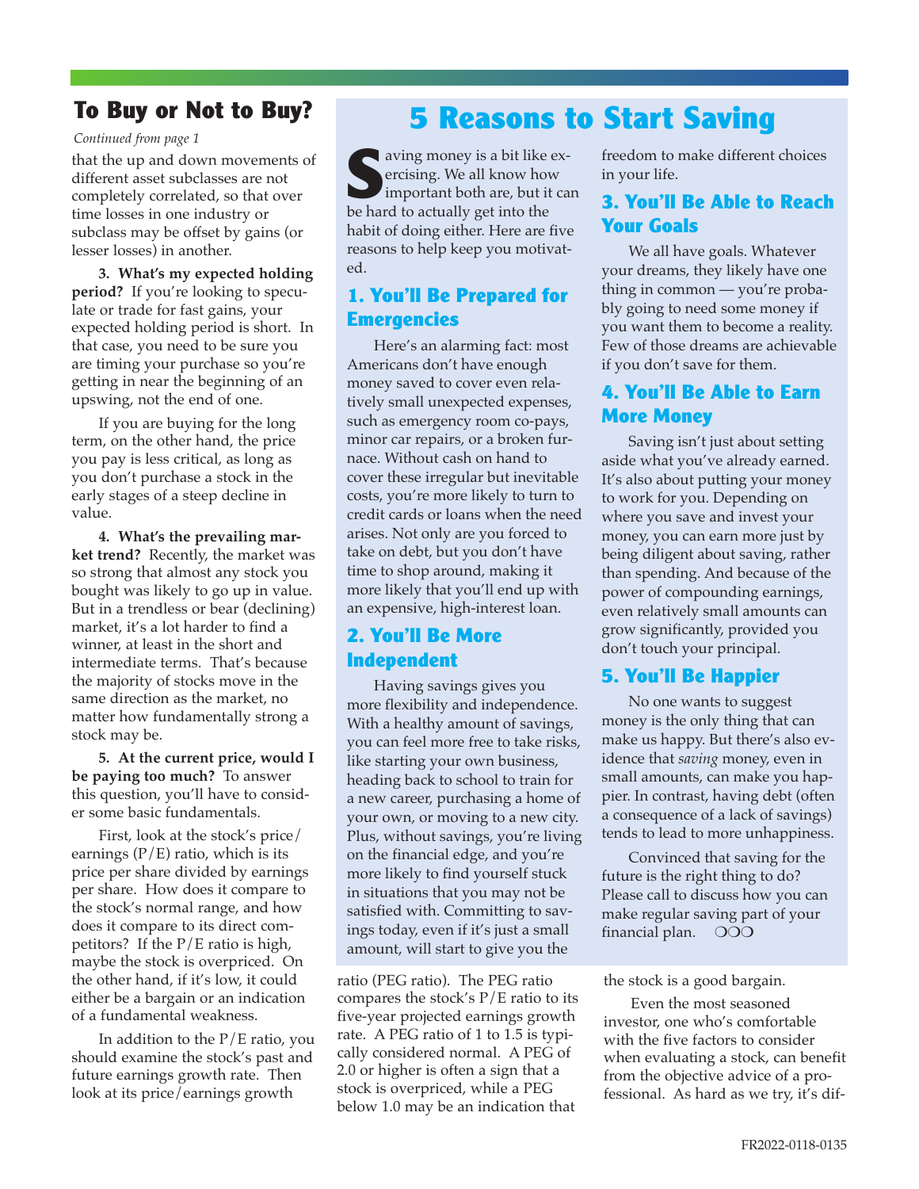## To Buy or Not to Buy?

*Continued from page 1*

that the up and down movements of different asset subclasses are not completely correlated, so that over time losses in one industry or subclass may be offset by gains (or lesser losses) in another.

**3. What's my expected holding period?** If you're looking to speculate or trade for fast gains, your expected holding period is short. In that case, you need to be sure you are timing your purchase so you're getting in near the beginning of an upswing, not the end of one.

If you are buying for the long term, on the other hand, the price you pay is less critical, as long as you don't purchase a stock in the early stages of a steep decline in value.

**4. What's the prevailing market trend?** Recently, the market was so strong that almost any stock you bought was likely to go up in value. But in a trendless or bear (declining) market, it's a lot harder to find a winner, at least in the short and intermediate terms. That's because the majority of stocks move in the same direction as the market, no matter how fundamentally strong a stock may be.

**5. At the current price, would I be paying too much?** To answer this question, you'll have to consider some basic fundamentals.

First, look at the stock's price/earnings (P/E) ratio, which is its price per share divided by earnings per share. How does it compare to the stock's normal range, and how does it compare to its direct competitors? If the P/E ratio is high, maybe the stock is overpriced. On the other hand, if it's low, it could either be a bargain or an indication of a fundamental weakness.

In addition to the P/E ratio, you should examine the stock's past and future earnings growth rate. Then look at its price/earnings growth ratio (PEG ratio). The PEG ratio compares the stock's P/E ratio to its five-year projected earnings growth rate. A PEG ratio of 1 to 1.5 is typically considered normal. A PEG of 2.0 or higher is often a sign that a stock is overpriced, while a PEG below 1.0 may be an indication that the stock is a good bargain.

Even the most seasoned investor, one who's comfortable with the five factors to consider when evaluating a stock, can benefit from the objective advice of a professional. As hard as we try, it's dif-

# 5 Reasons to Start Saving

Saving money is a bit like exercising. We all know how important both are, but it can be hard to actually get into the habit of doing either. Here are five reasons to help keep you motivated.

### 1. You'll Be Prepared for Emergencies

Here's an alarming fact: most Americans don't have enough money saved to cover even relatively small unexpected expenses, such as emergency room co-pays, minor car repairs, or a broken furnace. Without cash on hand to cover these irregular but inevitable costs, you're more likely to turn to credit cards or loans when the need arises. Not only are you forced to take on debt, but you don't have time to shop around, making it more likely that you'll end up with an expensive, high-interest loan.

### 2. You'll Be More Independent

Having savings gives you more flexibility and independence. With a healthy amount of savings, you can feel more free to take risks, like starting your own business, heading back to school to train for a new career, purchasing a home of your own, or moving to a new city. Plus, without savings, you're living on the financial edge, and you're more likely to find yourself stuck in situations that you may not be satisfied with. Committing to savings today, even if it's just a small amount, will start to give you the freedom to make different choices in your life.

### 3. You'll Be Able to Reach Your Goals

We all have goals. Whatever your dreams, they likely have one thing in common — you're probably going to need some money if you want them to become a reality. Few of those dreams are achievable if you don't save for them.

### 4. You'll Be Able to Earn More Money

Saving isn't just about setting aside what you've already earned. It's also about putting your money to work for you. Depending on where you save and invest your money, you can earn more just by being diligent about saving, rather than spending. And because of the power of compounding earnings, even relatively small amounts can grow significantly, provided you don't touch your principal.

### 5. You'll Be Happier

No one wants to suggest money is the only thing that can make us happy. But there's also evidence that *saving* money, even in small amounts, can make you happier. In contrast, having debt (often a consequence of a lack of savings) tends to lead to more unhappiness.

Convinced that saving for the future is the right thing to do? Please call to discuss how you can make regular saving part of your financial plan. ❍❍❍

FR2022-0118-0135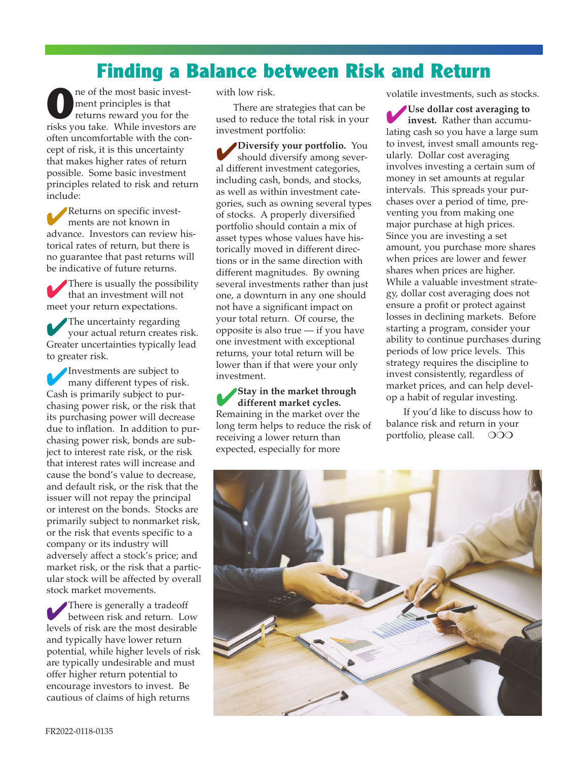# Finding a Balance between Risk and Return

One of the most basic investment principles is that returns reward you for the risks you take. While investors are often uncomfortable with the concept of risk, it is this uncertainty that makes higher rates of return possible. Some basic investment principles related to risk and return include:

- Returns on specific investments are not known in advance. Investors can review historical rates of return, but there is no guarantee that past returns will be indicative of future returns.
- There is usually the possibility that an investment will not meet your return expectations.
- The uncertainty regarding your actual return creates risk. Greater uncertainties typically lead to greater risk.
- Investments are subject to many different types of risk. Cash is primarily subject to purchasing power risk, or the risk that its purchasing power will decrease due to inflation. In addition to purchasing power risk, bonds are subject to interest rate risk, or the risk that interest rates will increase and cause the bond's value to decrease, and default risk, or the risk that the issuer will not repay the principal or interest on the bonds. Stocks are primarily subject to nonmarket risk, or the risk that events specific to a company or its industry will adversely affect a stock's price; and market risk, or the risk that a particular stock will be affected by overall stock market movements.
- There is generally a tradeoff between risk and return. Low levels of risk are the most desirable and typically have lower return potential, while higher levels of risk are typically undesirable and must offer higher return potential to encourage investors to invest. Be cautious of claims of high returns with low risk.

There are strategies that can be used to reduce the total risk in your investment portfolio:

- **Diversify your portfolio.** You should diversify among several different investment categories, including cash, bonds, and stocks, as well as within investment categories, such as owning several types of stocks. A properly diversified portfolio should contain a mix of asset types whose values have historically moved in different directions or in the same direction with different magnitudes. By owning several investments rather than just one, a downturn in any one should not have a significant impact on your total return. Of course, the opposite is also true — if you have one investment with exceptional returns, your total return will be lower than if that were your only investment.
- **Stay in the market through different market cycles.** Remaining in the market over the long term helps to reduce the risk of receiving a lower return than expected, especially for more volatile investments, such as stocks.
- **Use dollar cost averaging to invest.** Rather than accumulating cash so you have a large sum to invest, invest small amounts regularly. Dollar cost averaging involves investing a certain sum of money in set amounts at regular intervals. This spreads your purchases over a period of time, preventing you from making one major purchase at high prices. Since you are investing a set amount, you purchase more shares when prices are lower and fewer shares when prices are higher. While a valuable investment strategy, dollar cost averaging does not ensure a profit or protect against losses in declining markets. Before starting a program, consider your ability to continue purchases during periods of low price levels. This strategy requires the discipline to invest consistently, regardless of market prices, and can help develop a habit of regular investing.

If you'd like to discuss how to balance risk and return in your portfolio, please call. ❍❍❍

FR2022-0118-0135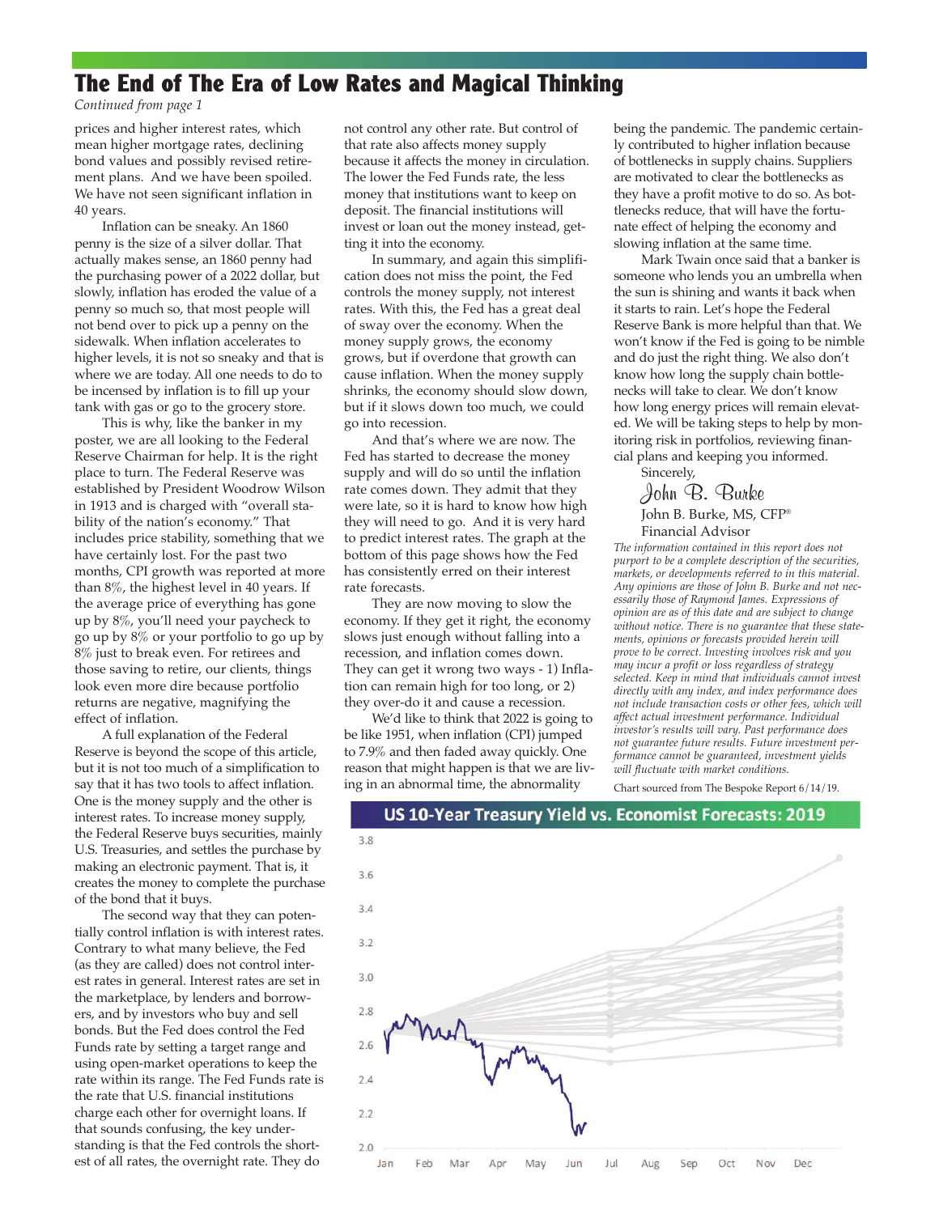# The End of The Era of Low Rates and Magical Thinking

*Continued from page 1*

prices and higher interest rates, which mean higher mortgage rates, declining bond values and possibly revised retirement plans. And we have been spoiled. We have not seen significant inflation in 40 years.

Inflation can be sneaky. An 1860 penny is the size of a silver dollar. That actually makes sense, an 1860 penny had the purchasing power of a 2022 dollar, but slowly, inflation has eroded the value of a penny so much so, that most people will not bend over to pick up a penny on the sidewalk. When inflation accelerates to higher levels, it is not so sneaky and that is where we are today. All one needs to do to be incensed by inflation is to fill up your tank with gas or go to the grocery store.

This is why, like the banker in my poster, we are all looking to the Federal Reserve Chairman for help. It is the right place to turn. The Federal Reserve was established by President Woodrow Wilson in 1913 and is charged with "overall stability of the nation's economy." That includes price stability, something that we have certainly lost. For the past two months, CPI growth was reported at more than 8%, the highest level in 40 years. If the average price of everything has gone up by 8%, you'll need your paycheck to go up by 8% or your portfolio to go up by 8% just to break even. For retirees and those saving to retire, our clients, things look even more dire because portfolio returns are negative, magnifying the effect of inflation.

A full explanation of the Federal Reserve is beyond the scope of this article, but it is not too much of a simplification to say that it has two tools to affect inflation. One is the money supply and the other is interest rates. To increase money supply, the Federal Reserve buys securities, mainly U.S. Treasuries, and settles the purchase by making an electronic payment. That is, it creates the money to complete the purchase of the bond that it buys.

The second way that they can potentially control inflation is with interest rates. Contrary to what many believe, the Fed (as they are called) does not control interest rates in general. Interest rates are set in the marketplace, by lenders and borrowers, and by investors who buy and sell bonds. But the Fed does control the Fed Funds rate by setting a target range and using open-market operations to keep the rate within its range. The Fed Funds rate is the rate that U.S. financial institutions charge each other for overnight loans. If that sounds confusing, the key understanding is that the Fed controls the shortest of all rates, the overnight rate. They do not control any other rate. But control of that rate also affects money supply because it affects the money in circulation. The lower the Fed Funds rate, the less money that institutions want to keep on deposit. The financial institutions will invest or loan out the money instead, getting it into the economy.

In summary, and again this simplification does not miss the point, the Fed controls the money supply, not interest rates. With this, the Fed has a great deal of sway over the economy. When the money supply grows, the economy grows, but if overdone that growth can cause inflation. When the money supply shrinks, the economy should slow down, but if it slows down too much, we could go into recession.

And that's where we are now. The Fed has started to decrease the money supply and will do so until the inflation rate comes down. They admit that they were late, so it is hard to know how high they will need to go. And it is very hard to predict interest rates. The graph at the bottom of this page shows how the Fed has consistently erred on their interest rate forecasts.

They are now moving to slow the economy. If they get it right, the economy slows just enough without falling into a recession, and inflation comes down. They can get it wrong two ways - 1) Inflation can remain high for too long, or 2) they over-do it and cause a recession.

We'd like to think that 2022 is going to be like 1951, when inflation (CPI) jumped to 7.9% and then faded away quickly. One reason that might happen is that we are living in an abnormal time, the abnormality being the pandemic. The pandemic certainly contributed to higher inflation because of bottlenecks in supply chains. Suppliers are motivated to clear the bottlenecks as they have a profit motive to do so. As bottlenecks reduce, that will have the fortunate effect of helping the economy and slowing inflation at the same time.

Mark Twain once said that a banker is someone who lends you an umbrella when the sun is shining and wants it back when it starts to rain. Let's hope the Federal Reserve Bank is more helpful than that. We won't know if the Fed is going to be nimble and do just the right thing. We also don't know how long the supply chain bottlenecks will take to clear. We don't know how long energy prices will remain elevated. We will be taking steps to help by monitoring risk in portfolios, reviewing financial plans and keeping you informed.

Sincerely,

John B. Burke

John B. Burke, MS, CFP®
Financial Advisor

*The information contained in this report does not purport to be a complete description of the securities, markets, or developments referred to in this material. Any opinions are those of John B. Burke and not necessarily those of Raymond James. Expressions of opinion are as of this date and are subject to change without notice. There is no guarantee that these statements, opinions or forecasts provided herein will prove to be correct. Investing involves risk and you may incur a profit or loss regardless of strategy selected. Keep in mind that individuals cannot invest directly with any index, and index performance does not include transaction costs or other fees, which will affect actual investment performance. Individual investor's results will vary. Past performance does not guarantee future results. Future investment performance cannot be guaranteed, investment yields will fluctuate with market conditions.*

Chart sourced from The Bespoke Report 6/14/19.

**US 10-Year Treasury Yield vs. Economist Forecasts: 2019**

3.8
3.6
3.4
3.2
3.0
2.8
2.6
2.4
2.2
2.0

Jan Feb Mar Apr May Jun Jul Aug Sep Oct Nov Dec